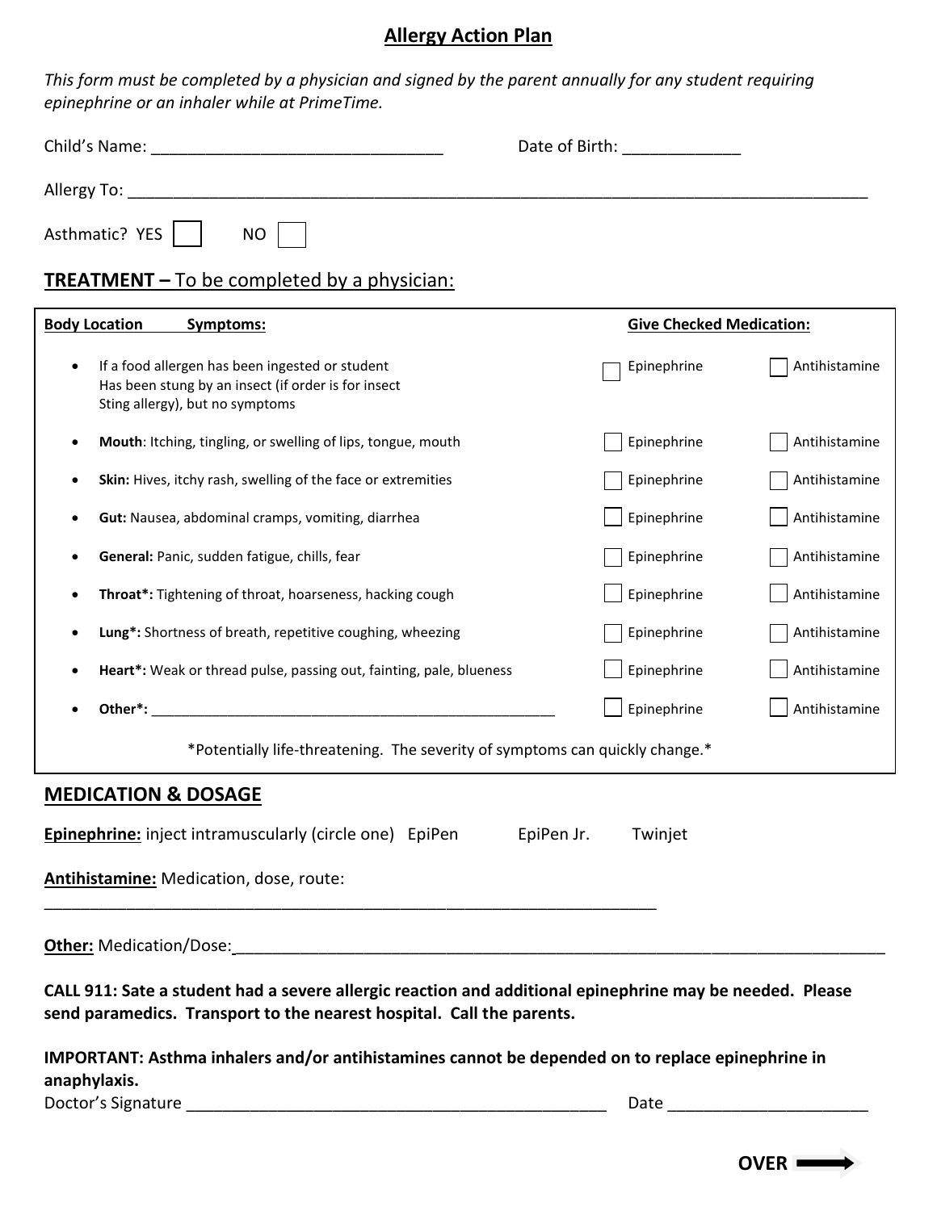## Allergy Action Plan

*This form must be completed by a physician and signed by the parent annually for any student requiring epinephrine or an inhaler while at PrimeTime.*

Child's Name: _______________________________ Date of Birth: ____________

Allergy To: ___________________________________________________________________________

Asthmatic? YES ☐ NO ☐

## TREATMENT – To be completed by a physician:

| Body Location Symptoms: | Give Checked Medication: | |
|---|---|---|
| • If a food allergen has been ingested or student Has been stung by an insect (if order is for insect Sting allergy), but no symptoms | ☐ Epinephrine | ☐ Antihistamine |
| • **Mouth**: Itching, tingling, or swelling of lips, tongue, mouth | ☐ Epinephrine | ☐ Antihistamine |
| • **Skin:** Hives, itchy rash, swelling of the face or extremities | ☐ Epinephrine | ☐ Antihistamine |
| • **Gut:** Nausea, abdominal cramps, vomiting, diarrhea | ☐ Epinephrine | ☐ Antihistamine |
| • **General:** Panic, sudden fatigue, chills, fear | ☐ Epinephrine | ☐ Antihistamine |
| • **Throat*:** Tightening of throat, hoarseness, hacking cough | ☐ Epinephrine | ☐ Antihistamine |
| • **Lung*:** Shortness of breath, repetitive coughing, wheezing | ☐ Epinephrine | ☐ Antihistamine |
| • **Heart*:** Weak or thread pulse, passing out, fainting, pale, blueness | ☐ Epinephrine | ☐ Antihistamine |
| • **Other*:** ___________________________________________ | ☐ Epinephrine | ☐ Antihistamine |

*Potentially life-threatening. The severity of symptoms can quickly change.*

## MEDICATION & DOSAGE

**Epinephrine:** inject intramuscularly (circle one) EpiPen EpiPen Jr. Twinjet

**Antihistamine:** Medication, dose, route:

_____________________________________________________________________

**Other:** Medication/Dose:___________________________________________________________________

**CALL 911: Sate a student had a severe allergic reaction and additional epinephrine may be needed. Please send paramedics. Transport to the nearest hospital. Call the parents.**

**IMPORTANT: Asthma inhalers and/or antihistamines cannot be depended on to replace epinephrine in anaphylaxis.**

Doctor's Signature _______________________________________________ Date _____________________

**OVER** ➡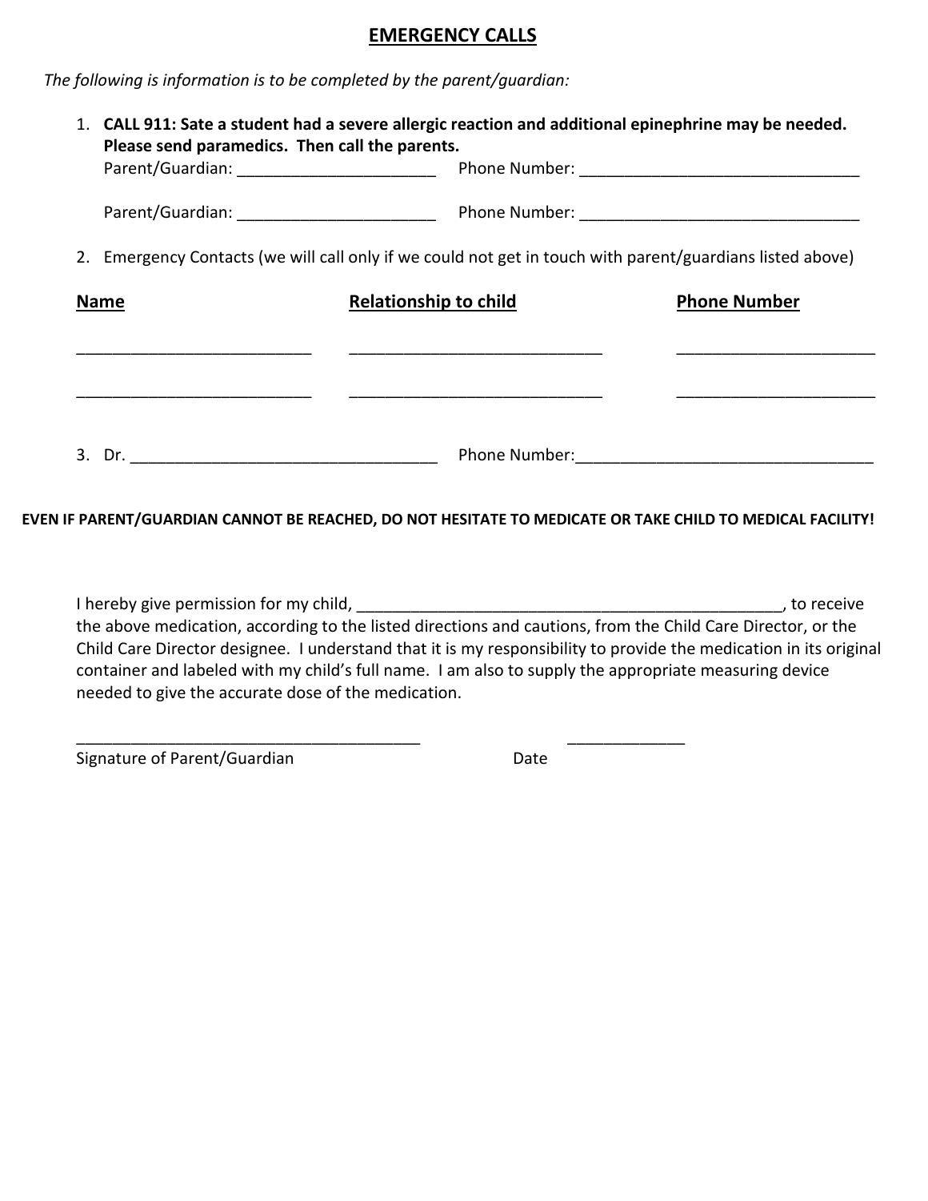## EMERGENCY CALLS

*The following is information is to be completed by the parent/guardian:*

1. **CALL 911: Sate a student had a severe allergic reaction and additional epinephrine may be needed. Please send paramedics. Then call the parents.**

   Parent/Guardian: ______________________ Phone Number: _______________________________

   Parent/Guardian: ______________________ Phone Number: _______________________________

2. Emergency Contacts (we will call only if we could not get in touch with parent/guardians listed above)

| Name | Relationship to child | Phone Number |
| --- | --- | --- |
| __________________________ | ____________________________ | ______________________ |
| __________________________ | ____________________________ | ______________________ |

3. Dr. __________________________________ Phone Number:_________________________________

**EVEN IF PARENT/GUARDIAN CANNOT BE REACHED, DO NOT HESITATE TO MEDICATE OR TAKE CHILD TO MEDICAL FACILITY!**

I hereby give permission for my child, ________________________________________________, to receive the above medication, according to the listed directions and cautions, from the Child Care Director, or the Child Care Director designee. I understand that it is my responsibility to provide the medication in its original container and labeled with my child's full name. I am also to supply the appropriate measuring device needed to give the accurate dose of the medication.

_______________________________________ _____________

Signature of Parent/Guardian Date